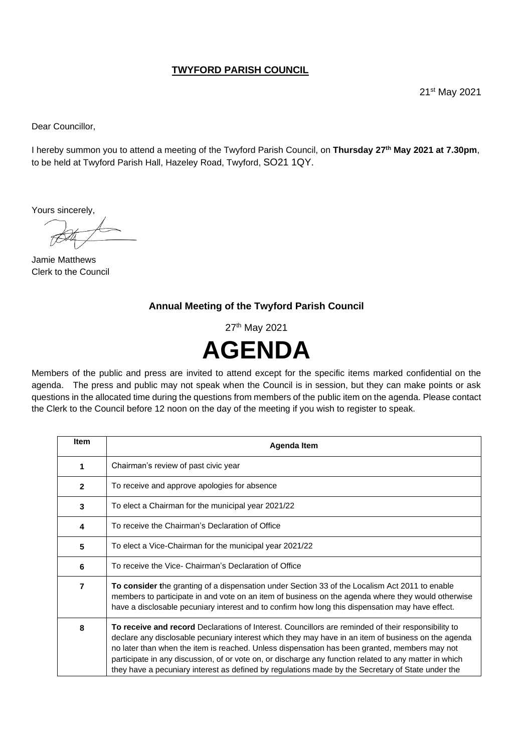# **TWYFORD PARISH COUNCIL**

21st May 2021

Dear Councillor,

I hereby summon you to attend a meeting of the Twyford Parish Council, on **Thursday 27th May 2021 at 7.30pm**, to be held at Twyford Parish Hall, Hazeley Road, Twyford, SO21 1QY.

Yours sincerely,

Jamie Matthews
Clerk to the Council

## Annual Meeting of the Twyford Parish Council

27th May 2021

# AGENDA

Members of the public and press are invited to attend except for the specific items marked confidential on the agenda. The press and public may not speak when the Council is in session, but they can make points or ask questions in the allocated time during the questions from members of the public item on the agenda. Please contact the Clerk to the Council before 12 noon on the day of the meeting if you wish to register to speak.

| Item | Agenda Item |
|---|---|
| 1 | Chairman's review of past civic year |
| 2 | To receive and approve apologies for absence |
| 3 | To elect a Chairman for the municipal year 2021/22 |
| 4 | To receive the Chairman's Declaration of Office |
| 5 | To elect a Vice-Chairman for the municipal year 2021/22 |
| 6 | To receive the Vice- Chairman's Declaration of Office |
| 7 | **To consider t**he granting of a dispensation under Section 33 of the Localism Act 2011 to enable members to participate in and vote on an item of business on the agenda where they would otherwise have a disclosable pecuniary interest and to confirm how long this dispensation may have effect. |
| 8 | **To receive and record** Declarations of Interest. Councillors are reminded of their responsibility to declare any disclosable pecuniary interest which they may have in an item of business on the agenda no later than when the item is reached. Unless dispensation has been granted, members may not participate in any discussion, of or vote on, or discharge any function related to any matter in which they have a pecuniary interest as defined by regulations made by the Secretary of State under the |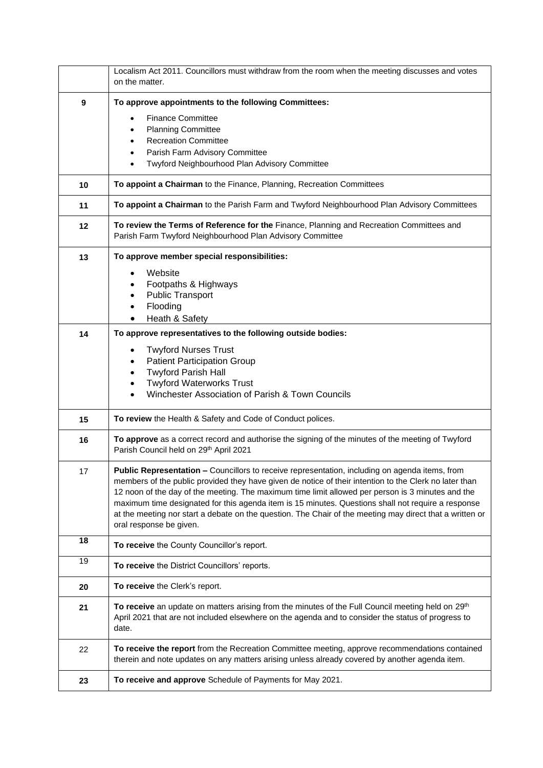| | |
|---|---|
| | Localism Act 2011. Councillors must withdraw from the room when the meeting discusses and votes on the matter. |
| **9** | **To approve appointments to the following Committees:**<br>• Finance Committee<br>• Planning Committee<br>• Recreation Committee<br>• Parish Farm Advisory Committee<br>• Twyford Neighbourhood Plan Advisory Committee |
| **10** | **To appoint a Chairman** to the Finance, Planning, Recreation Committees |
| **11** | **To appoint a Chairman** to the Parish Farm and Twyford Neighbourhood Plan Advisory Committees |
| **12** | **To review the Terms of Reference for the** Finance, Planning and Recreation Committees and Parish Farm Twyford Neighbourhood Plan Advisory Committee |
| **13** | **To approve member special responsibilities:**<br>• Website<br>• Footpaths & Highways<br>• Public Transport<br>• Flooding<br>• Heath & Safety |
| **14** | **To approve representatives to the following outside bodies:**<br>• Twyford Nurses Trust<br>• Patient Participation Group<br>• Twyford Parish Hall<br>• Twyford Waterworks Trust<br>• Winchester Association of Parish & Town Councils |
| **15** | **To review** the Health & Safety and Code of Conduct polices. |
| **16** | **To approve** as a correct record and authorise the signing of the minutes of the meeting of Twyford Parish Council held on 29th April 2021 |
| 17 | **Public Representation –** Councillors to receive representation, including on agenda items, from members of the public provided they have given de notice of their intention to the Clerk no later than 12 noon of the day of the meeting. The maximum time limit allowed per person is 3 minutes and the maximum time designated for this agenda item is 15 minutes. Questions shall not require a response at the meeting nor start a debate on the question. The Chair of the meeting may direct that a written or oral response be given. |
| **18** | **To receive** the County Councillor's report. |
| 19 | **To receive** the District Councillors' reports. |
| **20** | **To receive** the Clerk's report. |
| **21** | **To receive** an update on matters arising from the minutes of the Full Council meeting held on 29th April 2021 that are not included elsewhere on the agenda and to consider the status of progress to date. |
| 22 | **To receive the report** from the Recreation Committee meeting, approve recommendations contained therein and note updates on any matters arising unless already covered by another agenda item. |
| **23** | **To receive and approve** Schedule of Payments for May 2021. |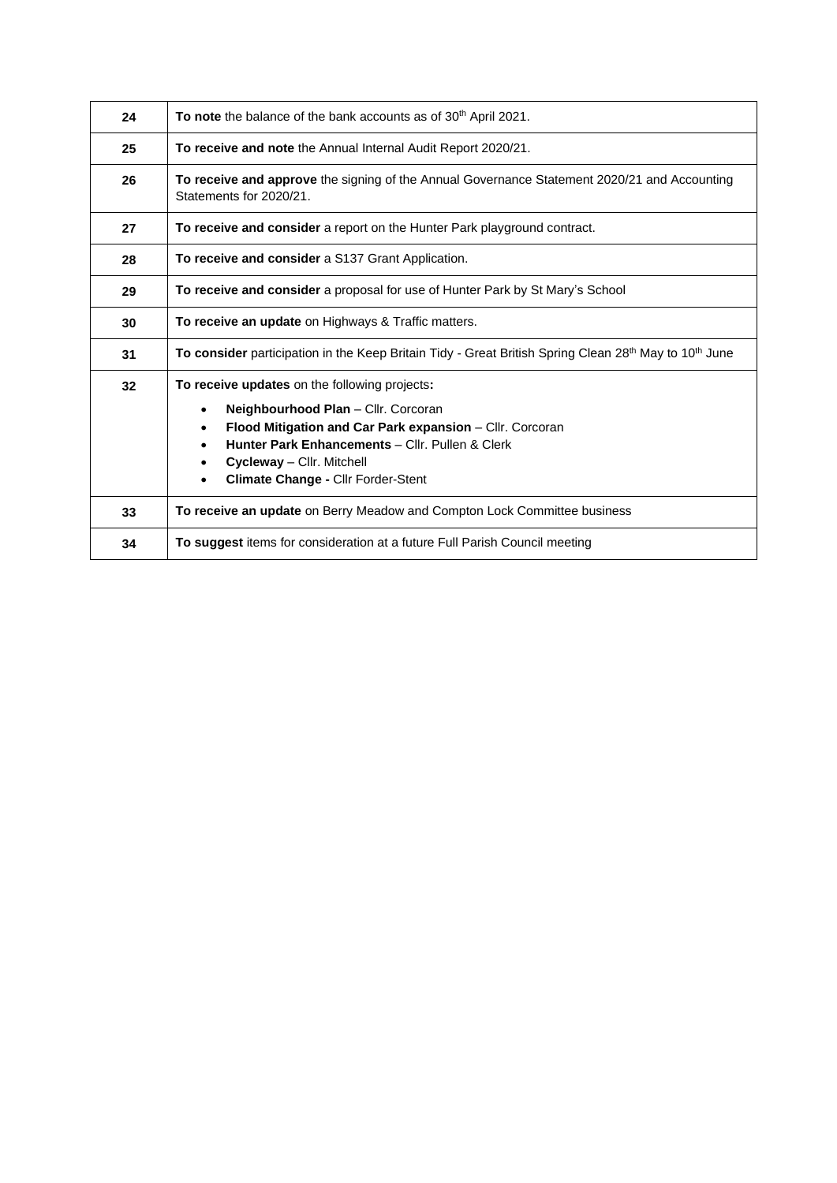| | |
|---|---|
| 24 | **To note** the balance of the bank accounts as of 30th April 2021. |
| 25 | **To receive and note** the Annual Internal Audit Report 2020/21. |
| 26 | **To receive and approve** the signing of the Annual Governance Statement 2020/21 and Accounting Statements for 2020/21. |
| 27 | **To receive and consider** a report on the Hunter Park playground contract. |
| 28 | **To receive and consider** a S137 Grant Application. |
| 29 | **To receive and consider** a proposal for use of Hunter Park by St Mary's School |
| 30 | **To receive an update** on Highways & Traffic matters. |
| 31 | **To consider** participation in the Keep Britain Tidy - Great British Spring Clean 28th May to 10th June |
| 32 | **To receive updates** on the following projects**:**<br>• **Neighbourhood Plan** – Cllr. Corcoran<br>• **Flood Mitigation and Car Park expansion** – Cllr. Corcoran<br>• **Hunter Park Enhancements** – Cllr. Pullen & Clerk<br>• **Cycleway** – Cllr. Mitchell<br>• **Climate Change -** Cllr Forder-Stent |
| 33 | **To receive an update** on Berry Meadow and Compton Lock Committee business |
| 34 | **To suggest** items for consideration at a future Full Parish Council meeting |